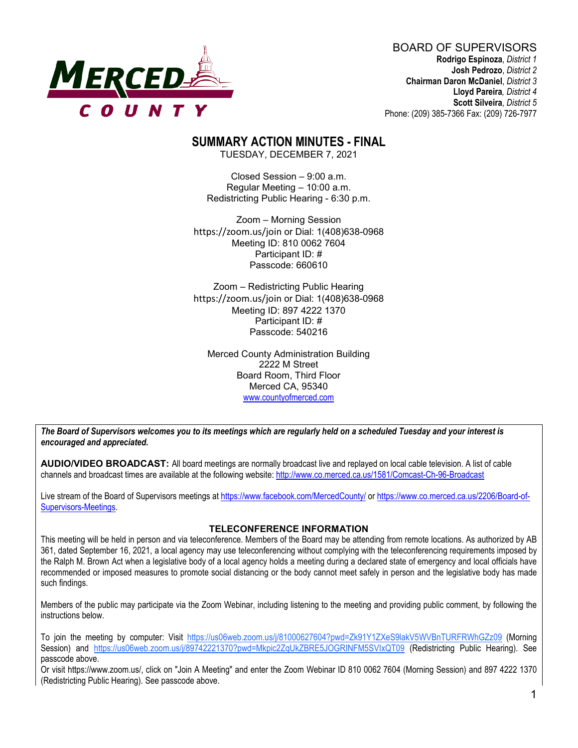MERCED COUNTY

BOARD OF SUPERVISORS
**Rodrigo Espinoza**, *District 1*
**Josh Pedrozo**, *District 2*
**Chairman Daron McDaniel**, *District 3*
**Lloyd Pareira**, *District 4*
**Scott Silveira**, *District 5*
Phone: (209) 385-7366 Fax: (209) 726-7977

# SUMMARY ACTION MINUTES - FINAL

TUESDAY, DECEMBER 7, 2021

Closed Session – 9:00 a.m.
Regular Meeting – 10:00 a.m.
Redistricting Public Hearing - 6:30 p.m.

Zoom – Morning Session
https://zoom.us/join or Dial: 1(408)638-0968
Meeting ID: 810 0062 7604
Participant ID: #
Passcode: 660610

Zoom – Redistricting Public Hearing
https://zoom.us/join or Dial: 1(408)638-0968
Meeting ID: 897 4222 1370
Participant ID: #
Passcode: 540216

Merced County Administration Building
2222 M Street
Board Room, Third Floor
Merced CA, 95340
www.countyofmerced.com

***The Board of Supervisors welcomes you to its meetings which are regularly held on a scheduled Tuesday and your interest is encouraged and appreciated.***

**AUDIO/VIDEO BROADCAST:** All board meetings are normally broadcast live and replayed on local cable television. A list of cable channels and broadcast times are available at the following website: http://www.co.merced.ca.us/1581/Comcast-Ch-96-Broadcast

Live stream of the Board of Supervisors meetings at https://www.facebook.com/MercedCounty/ or https://www.co.merced.ca.us/2206/Board-of-Supervisors-Meetings.

### TELECONFERENCE INFORMATION

This meeting will be held in person and via teleconference. Members of the Board may be attending from remote locations. As authorized by AB 361, dated September 16, 2021, a local agency may use teleconferencing without complying with the teleconferencing requirements imposed by the Ralph M. Brown Act when a legislative body of a local agency holds a meeting during a declared state of emergency and local officials have recommended or imposed measures to promote social distancing or the body cannot meet safely in person and the legislative body has made such findings.

Members of the public may participate via the Zoom Webinar, including listening to the meeting and providing public comment, by following the instructions below.

To join the meeting by computer: Visit https://us06web.zoom.us/j/81000627604?pwd=Zk91Y1ZXeS9lakV5WVBnTURFRWhGZz09 (Morning Session) and https://us06web.zoom.us/j/89742221370?pwd=Mkpic2ZqUkZBRE5JOGRINFM5SVIxQT09 (Redistricting Public Hearing). See passcode above.
Or visit https://www.zoom.us/, click on "Join A Meeting" and enter the Zoom Webinar ID 810 0062 7604 (Morning Session) and 897 4222 1370 (Redistricting Public Hearing). See passcode above.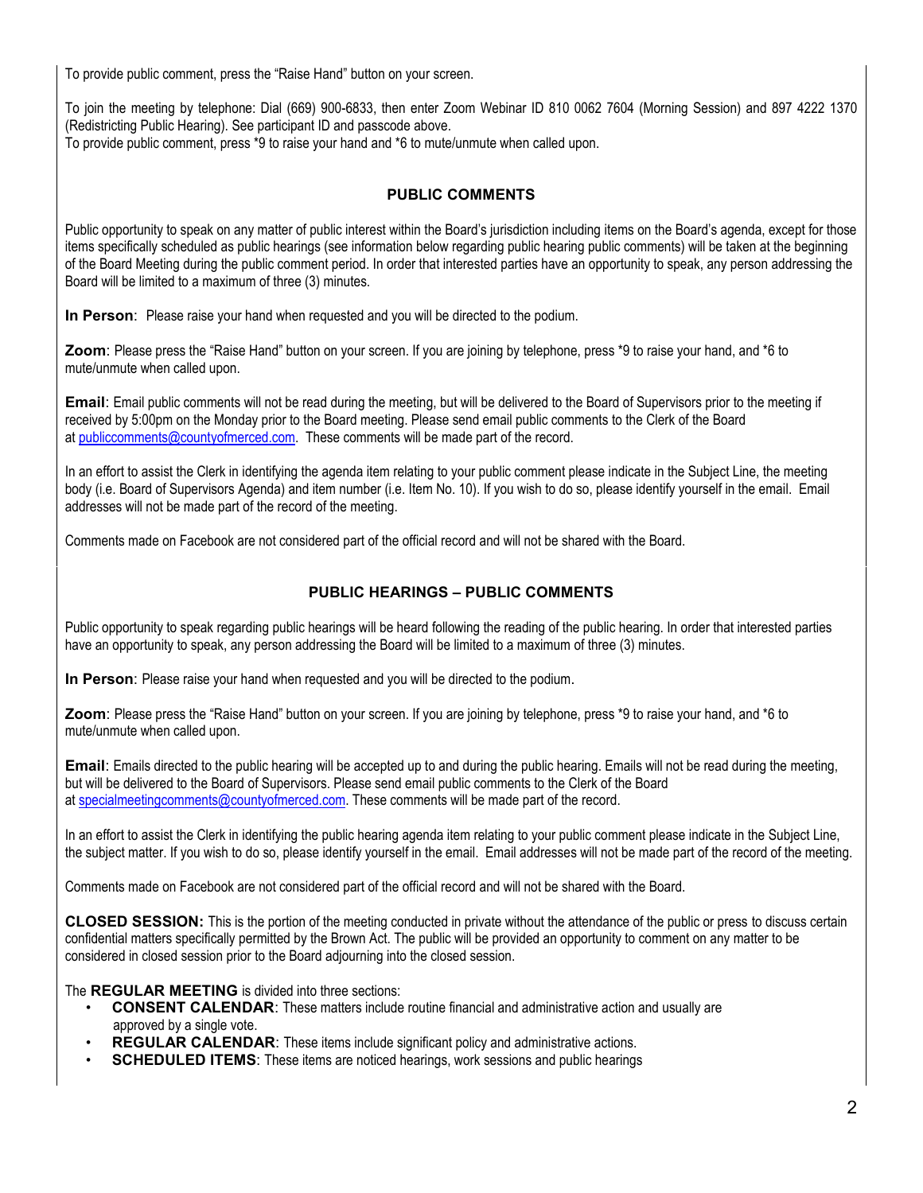To provide public comment, press the "Raise Hand" button on your screen.

To join the meeting by telephone: Dial (669) 900-6833, then enter Zoom Webinar ID 810 0062 7604 (Morning Session) and 897 4222 1370 (Redistricting Public Hearing). See participant ID and passcode above.
To provide public comment, press *9 to raise your hand and *6 to mute/unmute when called upon.

## PUBLIC COMMENTS

Public opportunity to speak on any matter of public interest within the Board's jurisdiction including items on the Board's agenda, except for those items specifically scheduled as public hearings (see information below regarding public hearing public comments) will be taken at the beginning of the Board Meeting during the public comment period. In order that interested parties have an opportunity to speak, any person addressing the Board will be limited to a maximum of three (3) minutes.

**In Person**: Please raise your hand when requested and you will be directed to the podium.

**Zoom**: Please press the "Raise Hand" button on your screen. If you are joining by telephone, press *9 to raise your hand, and *6 to mute/unmute when called upon.

**Email**: Email public comments will not be read during the meeting, but will be delivered to the Board of Supervisors prior to the meeting if received by 5:00pm on the Monday prior to the Board meeting. Please send email public comments to the Clerk of the Board at publiccomments@countyofmerced.com. These comments will be made part of the record.

In an effort to assist the Clerk in identifying the agenda item relating to your public comment please indicate in the Subject Line, the meeting body (i.e. Board of Supervisors Agenda) and item number (i.e. Item No. 10). If you wish to do so, please identify yourself in the email. Email addresses will not be made part of the record of the meeting.

Comments made on Facebook are not considered part of the official record and will not be shared with the Board.

## PUBLIC HEARINGS – PUBLIC COMMENTS

Public opportunity to speak regarding public hearings will be heard following the reading of the public hearing. In order that interested parties have an opportunity to speak, any person addressing the Board will be limited to a maximum of three (3) minutes.

**In Person**: Please raise your hand when requested and you will be directed to the podium.

**Zoom**: Please press the "Raise Hand" button on your screen. If you are joining by telephone, press *9 to raise your hand, and *6 to mute/unmute when called upon.

**Email**: Emails directed to the public hearing will be accepted up to and during the public hearing. Emails will not be read during the meeting, but will be delivered to the Board of Supervisors. Please send email public comments to the Clerk of the Board at specialmeetingcomments@countyofmerced.com. These comments will be made part of the record.

In an effort to assist the Clerk in identifying the public hearing agenda item relating to your public comment please indicate in the Subject Line, the subject matter. If you wish to do so, please identify yourself in the email. Email addresses will not be made part of the record of the meeting.

Comments made on Facebook are not considered part of the official record and will not be shared with the Board.

**CLOSED SESSION:** This is the portion of the meeting conducted in private without the attendance of the public or press to discuss certain confidential matters specifically permitted by the Brown Act. The public will be provided an opportunity to comment on any matter to be considered in closed session prior to the Board adjourning into the closed session.

The **REGULAR MEETING** is divided into three sections:

- **CONSENT CALENDAR**: These matters include routine financial and administrative action and usually are approved by a single vote.
- **REGULAR CALENDAR**: These items include significant policy and administrative actions.
- **SCHEDULED ITEMS**: These items are noticed hearings, work sessions and public hearings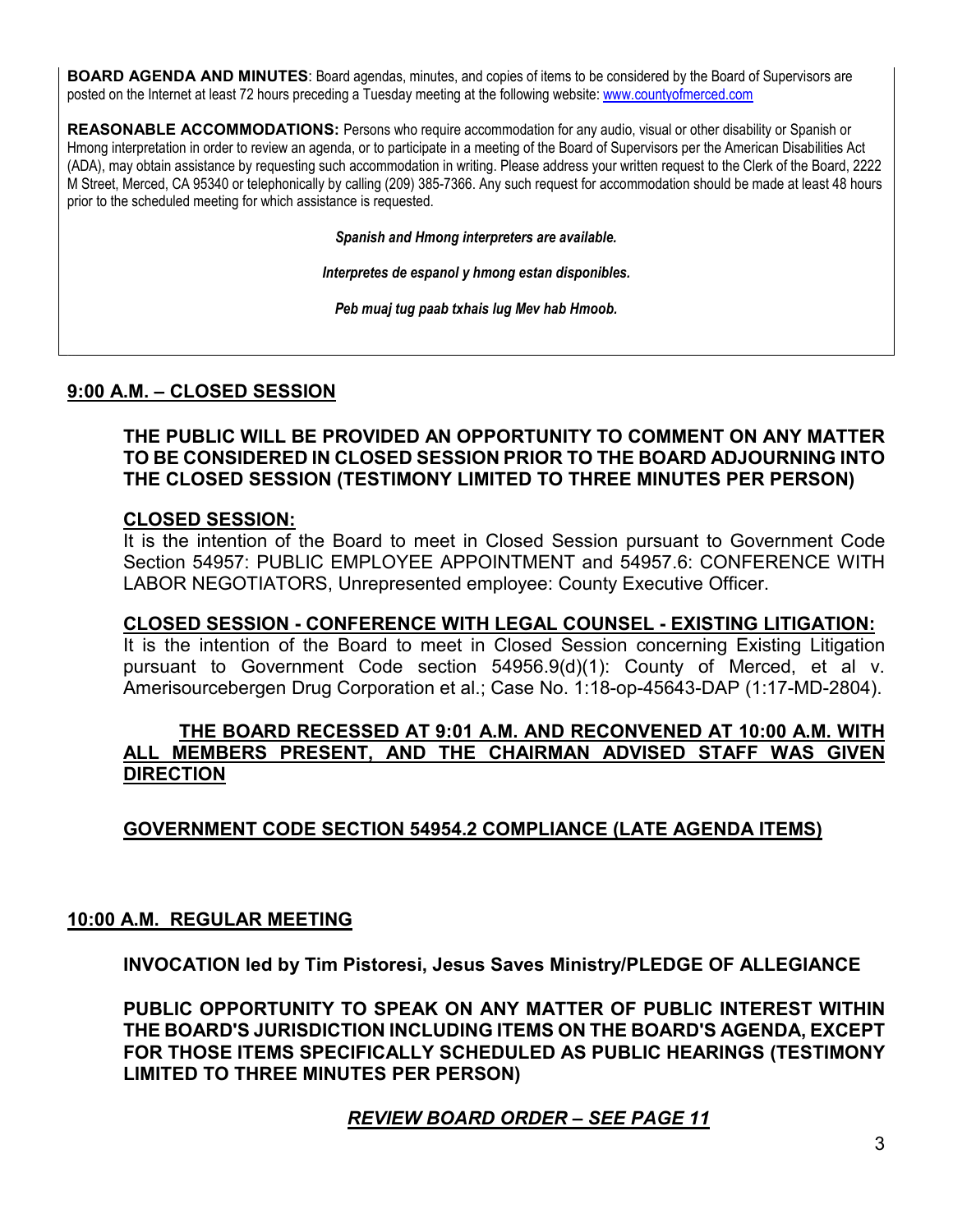**BOARD AGENDA AND MINUTES**: Board agendas, minutes, and copies of items to be considered by the Board of Supervisors are posted on the Internet at least 72 hours preceding a Tuesday meeting at the following website: www.countyofmerced.com

**REASONABLE ACCOMMODATIONS:** Persons who require accommodation for any audio, visual or other disability or Spanish or Hmong interpretation in order to review an agenda, or to participate in a meeting of the Board of Supervisors per the American Disabilities Act (ADA), may obtain assistance by requesting such accommodation in writing. Please address your written request to the Clerk of the Board, 2222 M Street, Merced, CA 95340 or telephonically by calling (209) 385-7366. Any such request for accommodation should be made at least 48 hours prior to the scheduled meeting for which assistance is requested.

***Spanish and Hmong interpreters are available.***

***Interpretes de espanol y hmong estan disponibles.***

***Peb muaj tug paab txhais lug Mev hab Hmoob.***

## 9:00 A.M. – CLOSED SESSION

**THE PUBLIC WILL BE PROVIDED AN OPPORTUNITY TO COMMENT ON ANY MATTER TO BE CONSIDERED IN CLOSED SESSION PRIOR TO THE BOARD ADJOURNING INTO THE CLOSED SESSION (TESTIMONY LIMITED TO THREE MINUTES PER PERSON)**

**CLOSED SESSION:**
It is the intention of the Board to meet in Closed Session pursuant to Government Code Section 54957: PUBLIC EMPLOYEE APPOINTMENT and 54957.6: CONFERENCE WITH LABOR NEGOTIATORS, Unrepresented employee: County Executive Officer.

**CLOSED SESSION - CONFERENCE WITH LEGAL COUNSEL - EXISTING LITIGATION:**
It is the intention of the Board to meet in Closed Session concerning Existing Litigation pursuant to Government Code section 54956.9(d)(1): County of Merced, et al v. Amerisourcebergen Drug Corporation et al.; Case No. 1:18-op-45643-DAP (1:17-MD-2804).

**THE BOARD RECESSED AT 9:01 A.M. AND RECONVENED AT 10:00 A.M. WITH ALL MEMBERS PRESENT, AND THE CHAIRMAN ADVISED STAFF WAS GIVEN DIRECTION**

**GOVERNMENT CODE SECTION 54954.2 COMPLIANCE (LATE AGENDA ITEMS)**

## 10:00 A.M. REGULAR MEETING

**INVOCATION led by Tim Pistoresi, Jesus Saves Ministry/PLEDGE OF ALLEGIANCE**

**PUBLIC OPPORTUNITY TO SPEAK ON ANY MATTER OF PUBLIC INTEREST WITHIN THE BOARD'S JURISDICTION INCLUDING ITEMS ON THE BOARD'S AGENDA, EXCEPT FOR THOSE ITEMS SPECIFICALLY SCHEDULED AS PUBLIC HEARINGS (TESTIMONY LIMITED TO THREE MINUTES PER PERSON)**

***REVIEW BOARD ORDER – SEE PAGE 11***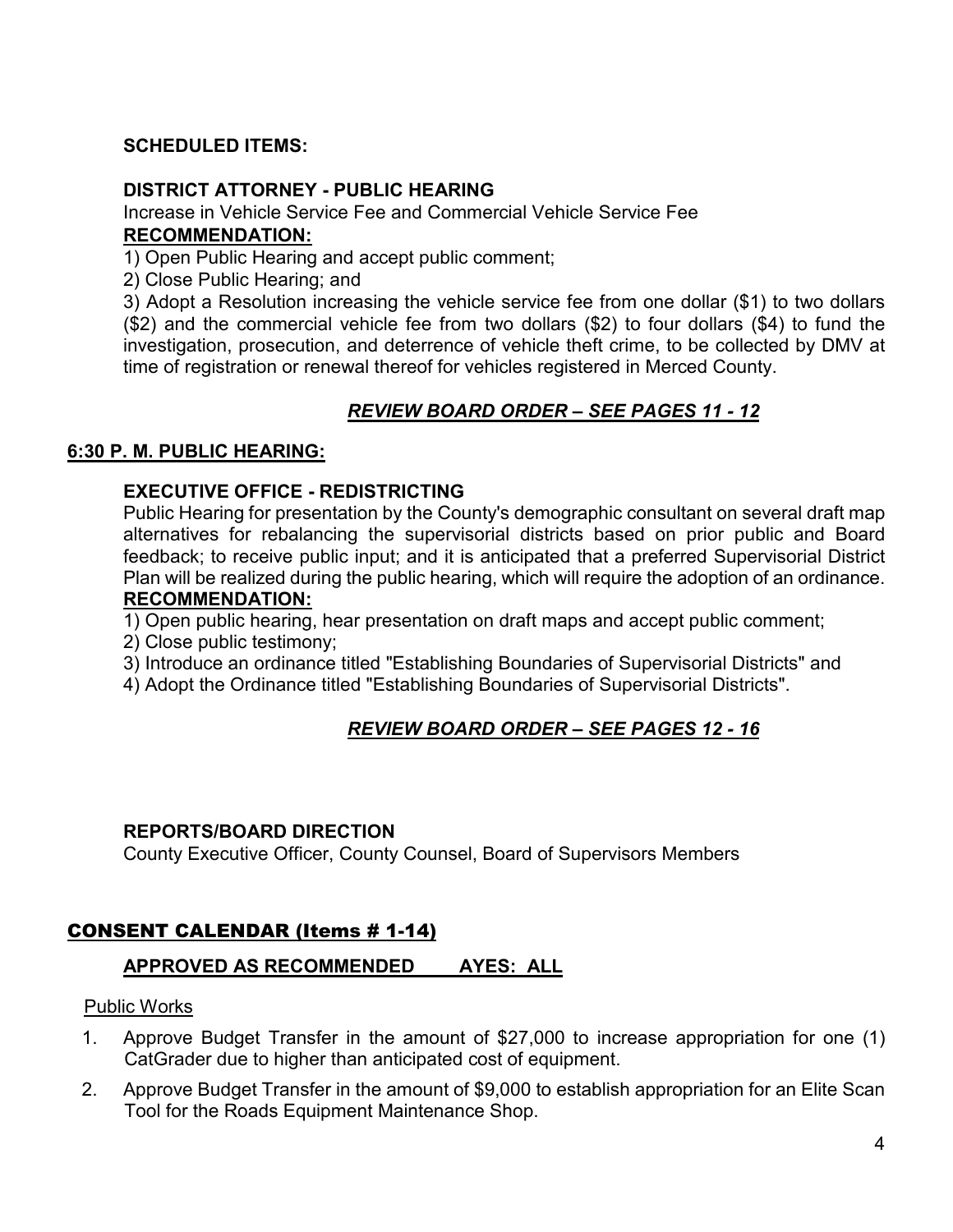**SCHEDULED ITEMS:**

**DISTRICT ATTORNEY - PUBLIC HEARING**

Increase in Vehicle Service Fee and Commercial Vehicle Service Fee

**RECOMMENDATION:**

1) Open Public Hearing and accept public comment;

2) Close Public Hearing; and

3) Adopt a Resolution increasing the vehicle service fee from one dollar ($1) to two dollars ($2) and the commercial vehicle fee from two dollars ($2) to four dollars ($4) to fund the investigation, prosecution, and deterrence of vehicle theft crime, to be collected by DMV at time of registration or renewal thereof for vehicles registered in Merced County.

***REVIEW BOARD ORDER – SEE PAGES 11 - 12***

**6:30 P. M. PUBLIC HEARING:**

**EXECUTIVE OFFICE - REDISTRICTING**

Public Hearing for presentation by the County's demographic consultant on several draft map alternatives for rebalancing the supervisorial districts based on prior public and Board feedback; to receive public input; and it is anticipated that a preferred Supervisorial District Plan will be realized during the public hearing, which will require the adoption of an ordinance.

**RECOMMENDATION:**

1) Open public hearing, hear presentation on draft maps and accept public comment;

2) Close public testimony;

3) Introduce an ordinance titled "Establishing Boundaries of Supervisorial Districts" and

4) Adopt the Ordinance titled "Establishing Boundaries of Supervisorial Districts".

***REVIEW BOARD ORDER – SEE PAGES 12 - 16***

**REPORTS/BOARD DIRECTION**

County Executive Officer, County Counsel, Board of Supervisors Members

## CONSENT CALENDAR (Items # 1-14)

**APPROVED AS RECOMMENDED AYES: ALL**

Public Works

1. Approve Budget Transfer in the amount of $27,000 to increase appropriation for one (1) CatGrader due to higher than anticipated cost of equipment.
2. Approve Budget Transfer in the amount of $9,000 to establish appropriation for an Elite Scan Tool for the Roads Equipment Maintenance Shop.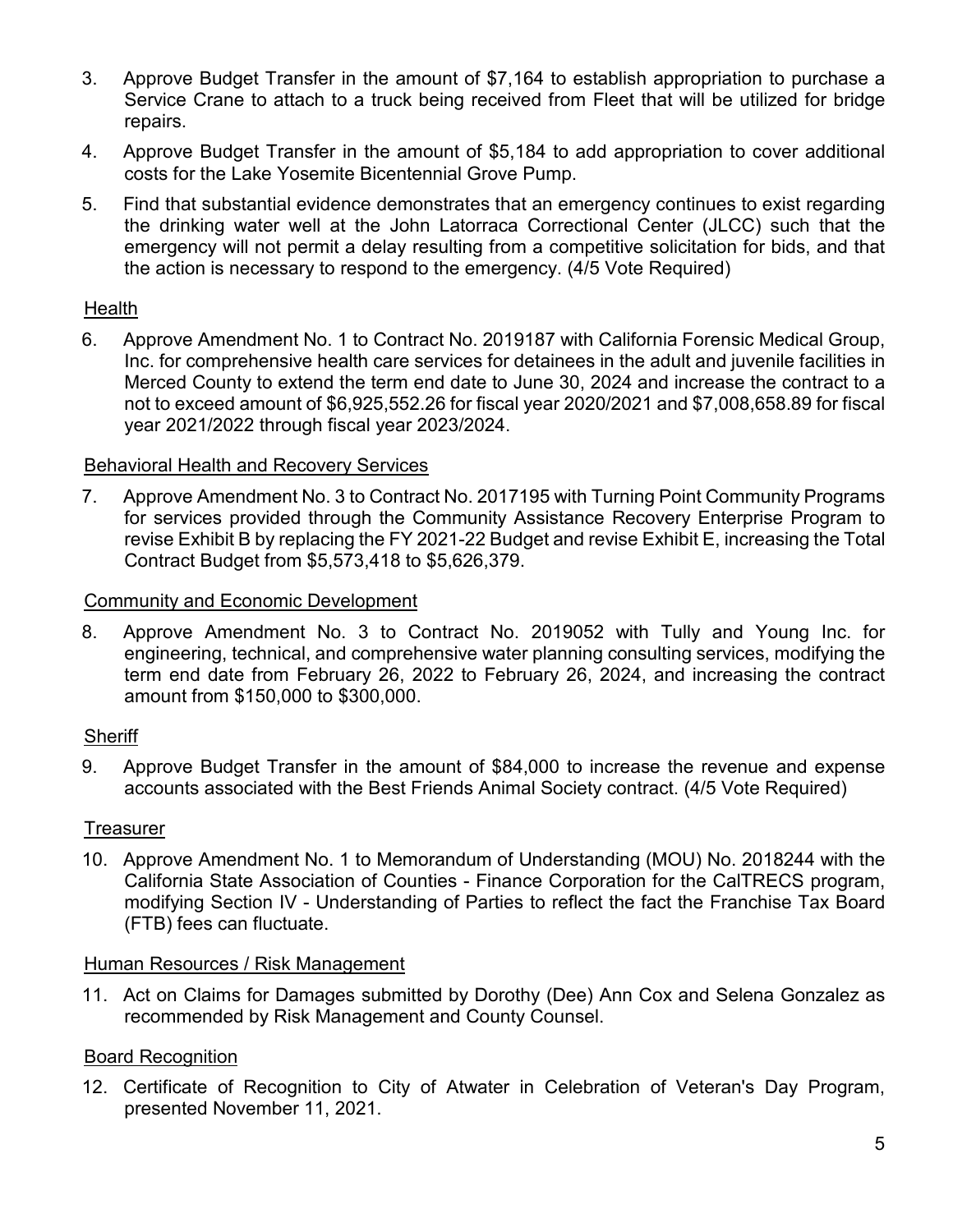3. Approve Budget Transfer in the amount of $7,164 to establish appropriation to purchase a Service Crane to attach to a truck being received from Fleet that will be utilized for bridge repairs.

4. Approve Budget Transfer in the amount of $5,184 to add appropriation to cover additional costs for the Lake Yosemite Bicentennial Grove Pump.

5. Find that substantial evidence demonstrates that an emergency continues to exist regarding the drinking water well at the John Latorraca Correctional Center (JLCC) such that the emergency will not permit a delay resulting from a competitive solicitation for bids, and that the action is necessary to respond to the emergency. (4/5 Vote Required)

Health

6. Approve Amendment No. 1 to Contract No. 2019187 with California Forensic Medical Group, Inc. for comprehensive health care services for detainees in the adult and juvenile facilities in Merced County to extend the term end date to June 30, 2024 and increase the contract to a not to exceed amount of $6,925,552.26 for fiscal year 2020/2021 and $7,008,658.89 for fiscal year 2021/2022 through fiscal year 2023/2024.

Behavioral Health and Recovery Services

7. Approve Amendment No. 3 to Contract No. 2017195 with Turning Point Community Programs for services provided through the Community Assistance Recovery Enterprise Program to revise Exhibit B by replacing the FY 2021-22 Budget and revise Exhibit E, increasing the Total Contract Budget from $5,573,418 to $5,626,379.

Community and Economic Development

8. Approve Amendment No. 3 to Contract No. 2019052 with Tully and Young Inc. for engineering, technical, and comprehensive water planning consulting services, modifying the term end date from February 26, 2022 to February 26, 2024, and increasing the contract amount from $150,000 to $300,000.

Sheriff

9. Approve Budget Transfer in the amount of $84,000 to increase the revenue and expense accounts associated with the Best Friends Animal Society contract. (4/5 Vote Required)

Treasurer

10. Approve Amendment No. 1 to Memorandum of Understanding (MOU) No. 2018244 with the California State Association of Counties - Finance Corporation for the CalTRECS program, modifying Section IV - Understanding of Parties to reflect the fact the Franchise Tax Board (FTB) fees can fluctuate.

Human Resources / Risk Management

11. Act on Claims for Damages submitted by Dorothy (Dee) Ann Cox and Selena Gonzalez as recommended by Risk Management and County Counsel.

Board Recognition

12. Certificate of Recognition to City of Atwater in Celebration of Veteran's Day Program, presented November 11, 2021.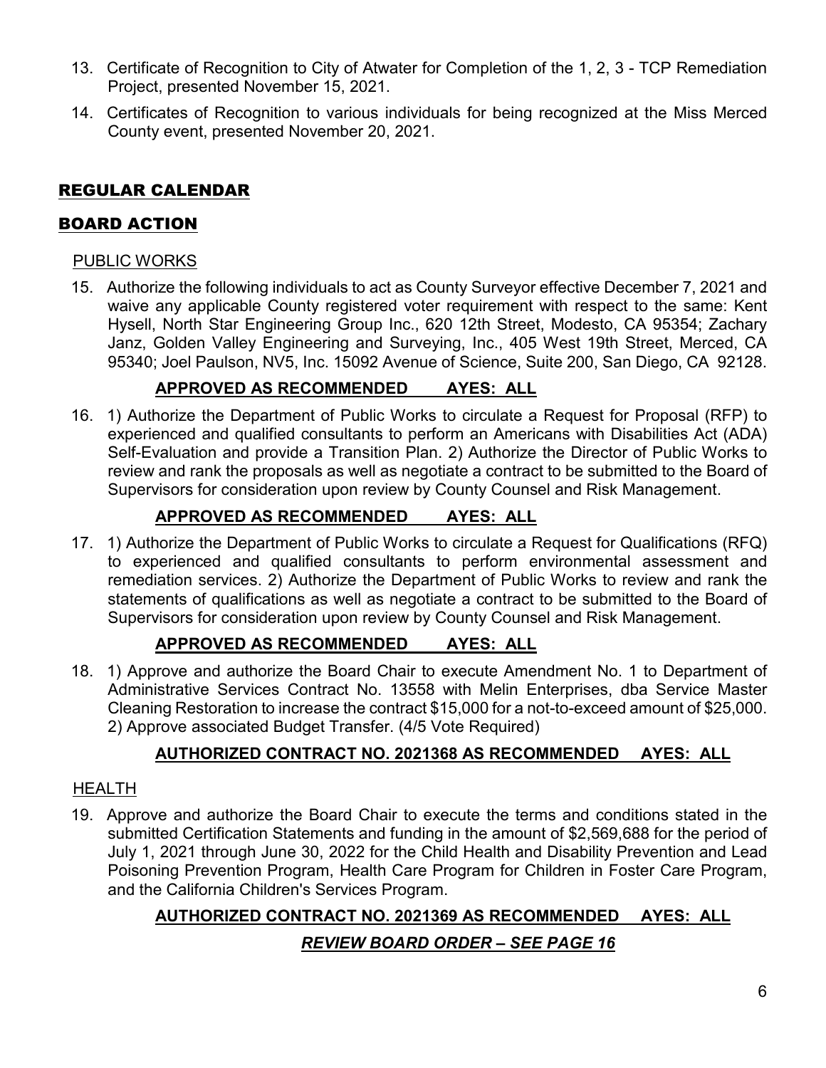13. Certificate of Recognition to City of Atwater for Completion of the 1, 2, 3 - TCP Remediation Project, presented November 15, 2021.

14. Certificates of Recognition to various individuals for being recognized at the Miss Merced County event, presented November 20, 2021.

## REGULAR CALENDAR

## BOARD ACTION

### PUBLIC WORKS

15. Authorize the following individuals to act as County Surveyor effective December 7, 2021 and waive any applicable County registered voter requirement with respect to the same: Kent Hysell, North Star Engineering Group Inc., 620 12th Street, Modesto, CA 95354; Zachary Janz, Golden Valley Engineering and Surveying, Inc., 405 West 19th Street, Merced, CA 95340; Joel Paulson, NV5, Inc. 15092 Avenue of Science, Suite 200, San Diego, CA 92128.

    **APPROVED AS RECOMMENDED AYES: ALL**

16. 1) Authorize the Department of Public Works to circulate a Request for Proposal (RFP) to experienced and qualified consultants to perform an Americans with Disabilities Act (ADA) Self-Evaluation and provide a Transition Plan. 2) Authorize the Director of Public Works to review and rank the proposals as well as negotiate a contract to be submitted to the Board of Supervisors for consideration upon review by County Counsel and Risk Management.

    **APPROVED AS RECOMMENDED AYES: ALL**

17. 1) Authorize the Department of Public Works to circulate a Request for Qualifications (RFQ) to experienced and qualified consultants to perform environmental assessment and remediation services. 2) Authorize the Department of Public Works to review and rank the statements of qualifications as well as negotiate a contract to be submitted to the Board of Supervisors for consideration upon review by County Counsel and Risk Management.

    **APPROVED AS RECOMMENDED AYES: ALL**

18. 1) Approve and authorize the Board Chair to execute Amendment No. 1 to Department of Administrative Services Contract No. 13558 with Melin Enterprises, dba Service Master Cleaning Restoration to increase the contract $15,000 for a not-to-exceed amount of $25,000. 2) Approve associated Budget Transfer. (4/5 Vote Required)

    **AUTHORIZED CONTRACT NO. 2021368 AS RECOMMENDED AYES: ALL**

### HEALTH

19. Approve and authorize the Board Chair to execute the terms and conditions stated in the submitted Certification Statements and funding in the amount of $2,569,688 for the period of July 1, 2021 through June 30, 2022 for the Child Health and Disability Prevention and Lead Poisoning Prevention Program, Health Care Program for Children in Foster Care Program, and the California Children's Services Program.

    **AUTHORIZED CONTRACT NO. 2021369 AS RECOMMENDED AYES: ALL**

    ***REVIEW BOARD ORDER – SEE PAGE 16***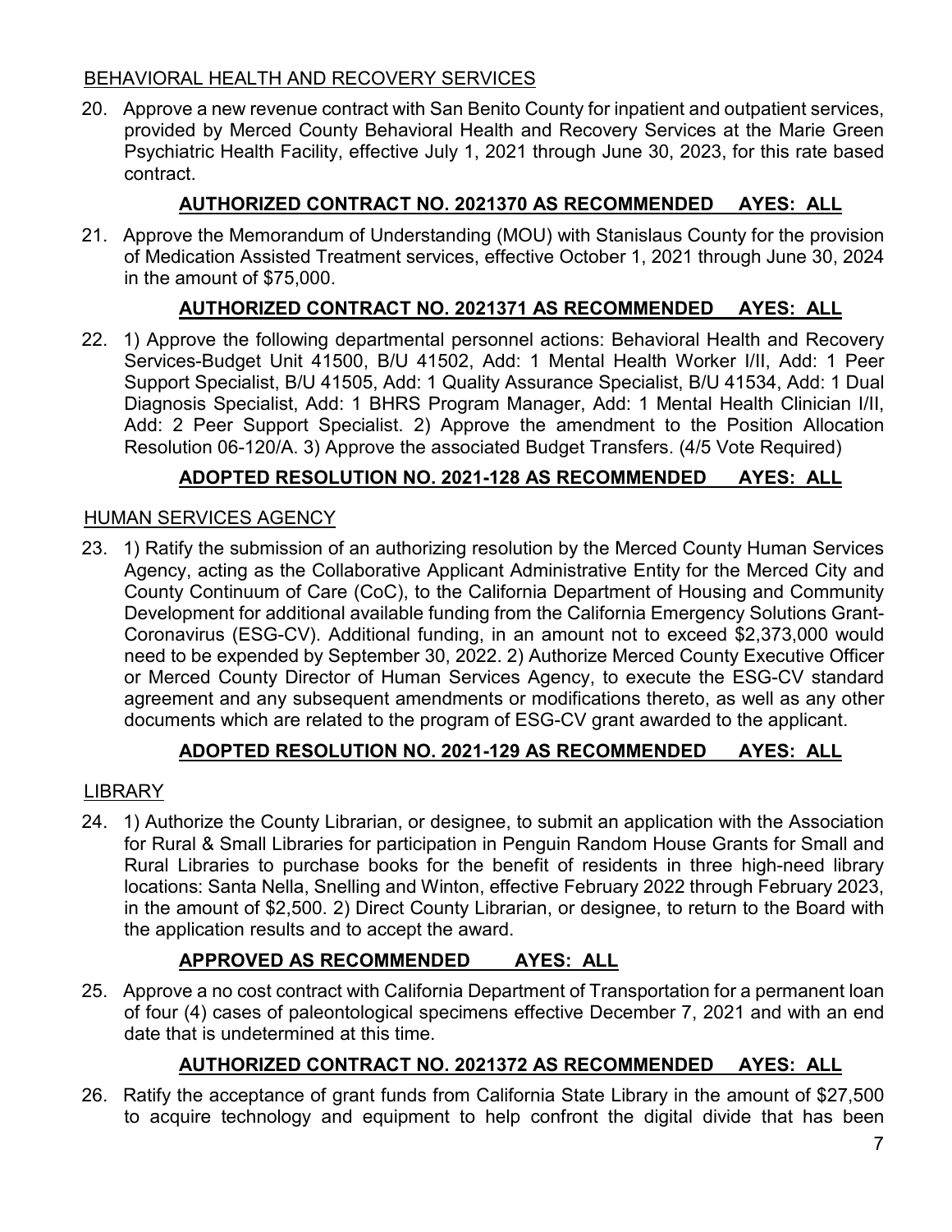## BEHAVIORAL HEALTH AND RECOVERY SERVICES

20. Approve a new revenue contract with San Benito County for inpatient and outpatient services, provided by Merced County Behavioral Health and Recovery Services at the Marie Green Psychiatric Health Facility, effective July 1, 2021 through June 30, 2023, for this rate based contract.

    **AUTHORIZED CONTRACT NO. 2021370 AS RECOMMENDED AYES: ALL**

21. Approve the Memorandum of Understanding (MOU) with Stanislaus County for the provision of Medication Assisted Treatment services, effective October 1, 2021 through June 30, 2024 in the amount of $75,000.

    **AUTHORIZED CONTRACT NO. 2021371 AS RECOMMENDED AYES: ALL**

22. 1) Approve the following departmental personnel actions: Behavioral Health and Recovery Services-Budget Unit 41500, B/U 41502, Add: 1 Mental Health Worker I/II, Add: 1 Peer Support Specialist, B/U 41505, Add: 1 Quality Assurance Specialist, B/U 41534, Add: 1 Dual Diagnosis Specialist, Add: 1 BHRS Program Manager, Add: 1 Mental Health Clinician I/II, Add: 2 Peer Support Specialist. 2) Approve the amendment to the Position Allocation Resolution 06-120/A. 3) Approve the associated Budget Transfers. (4/5 Vote Required)

    **ADOPTED RESOLUTION NO. 2021-128 AS RECOMMENDED AYES: ALL**

## HUMAN SERVICES AGENCY

23. 1) Ratify the submission of an authorizing resolution by the Merced County Human Services Agency, acting as the Collaborative Applicant Administrative Entity for the Merced City and County Continuum of Care (CoC), to the California Department of Housing and Community Development for additional available funding from the California Emergency Solutions Grant-Coronavirus (ESG-CV). Additional funding, in an amount not to exceed $2,373,000 would need to be expended by September 30, 2022. 2) Authorize Merced County Executive Officer or Merced County Director of Human Services Agency, to execute the ESG-CV standard agreement and any subsequent amendments or modifications thereto, as well as any other documents which are related to the program of ESG-CV grant awarded to the applicant.

    **ADOPTED RESOLUTION NO. 2021-129 AS RECOMMENDED AYES: ALL**

## LIBRARY

24. 1) Authorize the County Librarian, or designee, to submit an application with the Association for Rural & Small Libraries for participation in Penguin Random House Grants for Small and Rural Libraries to purchase books for the benefit of residents in three high-need library locations: Santa Nella, Snelling and Winton, effective February 2022 through February 2023, in the amount of $2,500. 2) Direct County Librarian, or designee, to return to the Board with the application results and to accept the award.

    **APPROVED AS RECOMMENDED AYES: ALL**

25. Approve a no cost contract with California Department of Transportation for a permanent loan of four (4) cases of paleontological specimens effective December 7, 2021 and with an end date that is undetermined at this time.

    **AUTHORIZED CONTRACT NO. 2021372 AS RECOMMENDED AYES: ALL**

26. Ratify the acceptance of grant funds from California State Library in the amount of $27,500 to acquire technology and equipment to help confront the digital divide that has been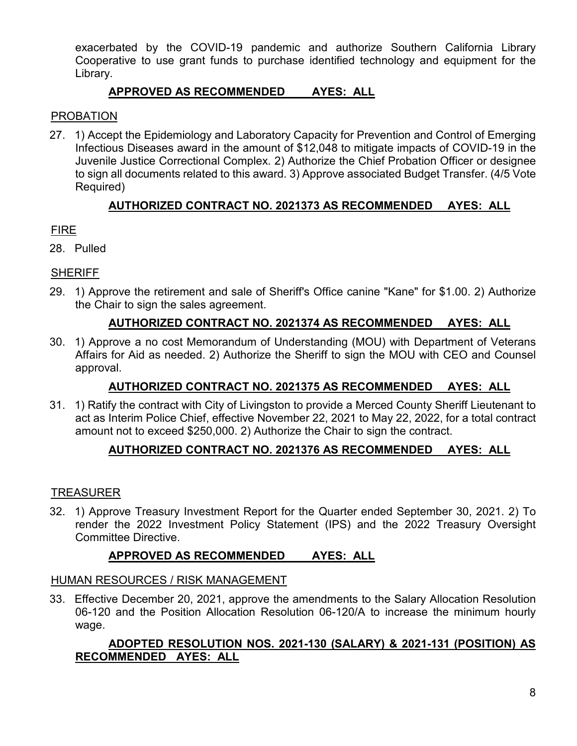exacerbated by the COVID-19 pandemic and authorize Southern California Library Cooperative to use grant funds to purchase identified technology and equipment for the Library.

**APPROVED AS RECOMMENDED AYES: ALL**

PROBATION

27. 1) Accept the Epidemiology and Laboratory Capacity for Prevention and Control of Emerging Infectious Diseases award in the amount of $12,048 to mitigate impacts of COVID-19 in the Juvenile Justice Correctional Complex. 2) Authorize the Chief Probation Officer or designee to sign all documents related to this award. 3) Approve associated Budget Transfer. (4/5 Vote Required)

**AUTHORIZED CONTRACT NO. 2021373 AS RECOMMENDED AYES: ALL**

FIRE

28. Pulled

SHERIFF

29. 1) Approve the retirement and sale of Sheriff's Office canine "Kane" for $1.00. 2) Authorize the Chair to sign the sales agreement.

**AUTHORIZED CONTRACT NO. 2021374 AS RECOMMENDED AYES: ALL**

30. 1) Approve a no cost Memorandum of Understanding (MOU) with Department of Veterans Affairs for Aid as needed. 2) Authorize the Sheriff to sign the MOU with CEO and Counsel approval.

**AUTHORIZED CONTRACT NO. 2021375 AS RECOMMENDED AYES: ALL**

31. 1) Ratify the contract with City of Livingston to provide a Merced County Sheriff Lieutenant to act as Interim Police Chief, effective November 22, 2021 to May 22, 2022, for a total contract amount not to exceed $250,000. 2) Authorize the Chair to sign the contract.

**AUTHORIZED CONTRACT NO. 2021376 AS RECOMMENDED AYES: ALL**

TREASURER

32. 1) Approve Treasury Investment Report for the Quarter ended September 30, 2021. 2) To render the 2022 Investment Policy Statement (IPS) and the 2022 Treasury Oversight Committee Directive.

**APPROVED AS RECOMMENDED AYES: ALL**

HUMAN RESOURCES / RISK MANAGEMENT

33. Effective December 20, 2021, approve the amendments to the Salary Allocation Resolution 06-120 and the Position Allocation Resolution 06-120/A to increase the minimum hourly wage.

**ADOPTED RESOLUTION NOS. 2021-130 (SALARY) & 2021-131 (POSITION) AS RECOMMENDED AYES: ALL**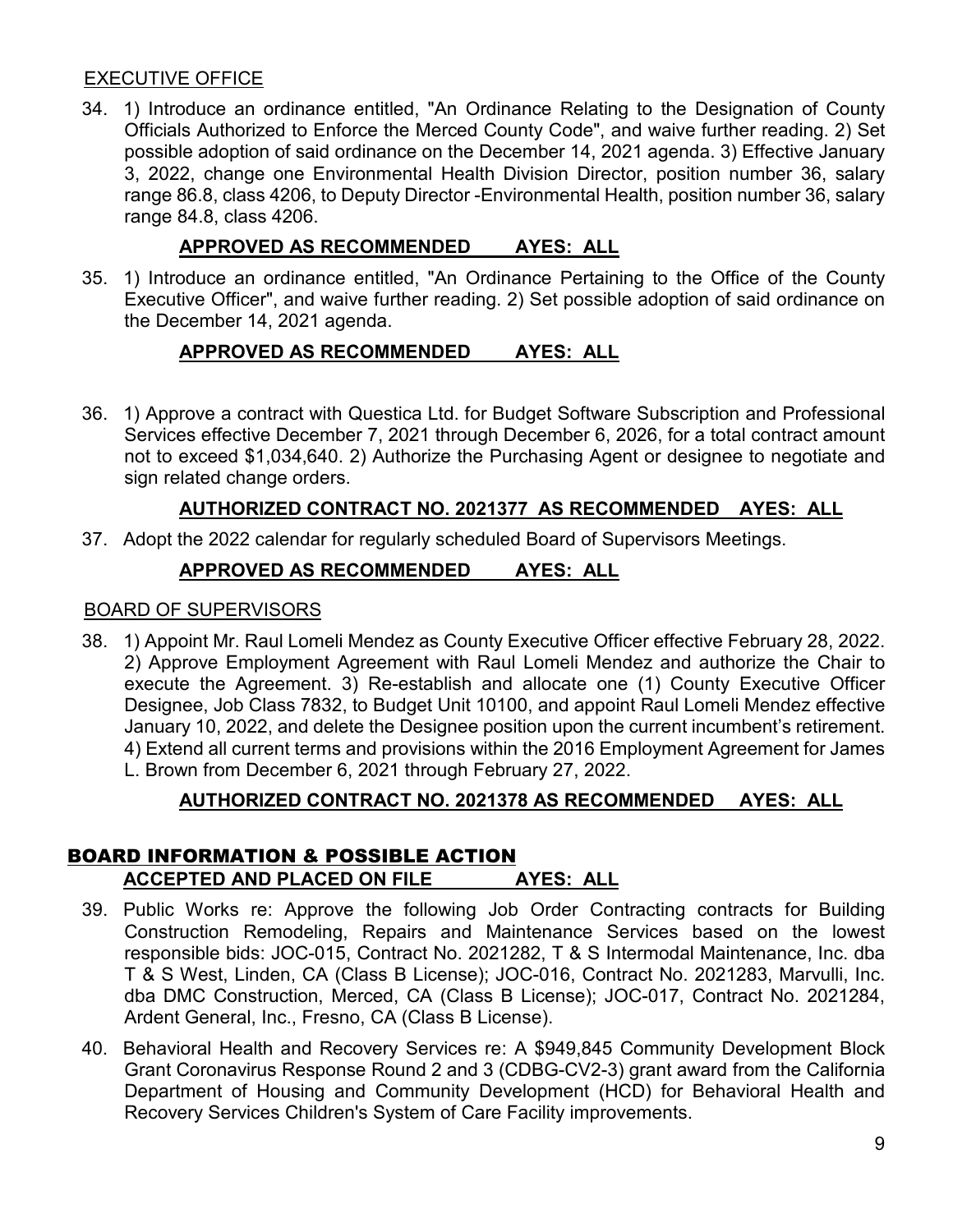## EXECUTIVE OFFICE

34. 1) Introduce an ordinance entitled, "An Ordinance Relating to the Designation of County Officials Authorized to Enforce the Merced County Code", and waive further reading. 2) Set possible adoption of said ordinance on the December 14, 2021 agenda. 3) Effective January 3, 2022, change one Environmental Health Division Director, position number 36, salary range 86.8, class 4206, to Deputy Director -Environmental Health, position number 36, salary range 84.8, class 4206.

    **APPROVED AS RECOMMENDED AYES: ALL**

35. 1) Introduce an ordinance entitled, "An Ordinance Pertaining to the Office of the County Executive Officer", and waive further reading. 2) Set possible adoption of said ordinance on the December 14, 2021 agenda.

    **APPROVED AS RECOMMENDED AYES: ALL**

36. 1) Approve a contract with Questica Ltd. for Budget Software Subscription and Professional Services effective December 7, 2021 through December 6, 2026, for a total contract amount not to exceed $1,034,640. 2) Authorize the Purchasing Agent or designee to negotiate and sign related change orders.

    **AUTHORIZED CONTRACT NO. 2021377 AS RECOMMENDED AYES: ALL**

37. Adopt the 2022 calendar for regularly scheduled Board of Supervisors Meetings.

    **APPROVED AS RECOMMENDED AYES: ALL**

## BOARD OF SUPERVISORS

38. 1) Appoint Mr. Raul Lomeli Mendez as County Executive Officer effective February 28, 2022. 2) Approve Employment Agreement with Raul Lomeli Mendez and authorize the Chair to execute the Agreement. 3) Re-establish and allocate one (1) County Executive Officer Designee, Job Class 7832, to Budget Unit 10100, and appoint Raul Lomeli Mendez effective January 10, 2022, and delete the Designee position upon the current incumbent's retirement. 4) Extend all current terms and provisions within the 2016 Employment Agreement for James L. Brown from December 6, 2021 through February 27, 2022.

    **AUTHORIZED CONTRACT NO. 2021378 AS RECOMMENDED AYES: ALL**

# BOARD INFORMATION & POSSIBLE ACTION

**ACCEPTED AND PLACED ON FILE AYES: ALL**

39. Public Works re: Approve the following Job Order Contracting contracts for Building Construction Remodeling, Repairs and Maintenance Services based on the lowest responsible bids: JOC-015, Contract No. 2021282, T & S Intermodal Maintenance, Inc. dba T & S West, Linden, CA (Class B License); JOC-016, Contract No. 2021283, Marvulli, Inc. dba DMC Construction, Merced, CA (Class B License); JOC-017, Contract No. 2021284, Ardent General, Inc., Fresno, CA (Class B License).

40. Behavioral Health and Recovery Services re: A $949,845 Community Development Block Grant Coronavirus Response Round 2 and 3 (CDBG-CV2-3) grant award from the California Department of Housing and Community Development (HCD) for Behavioral Health and Recovery Services Children's System of Care Facility improvements.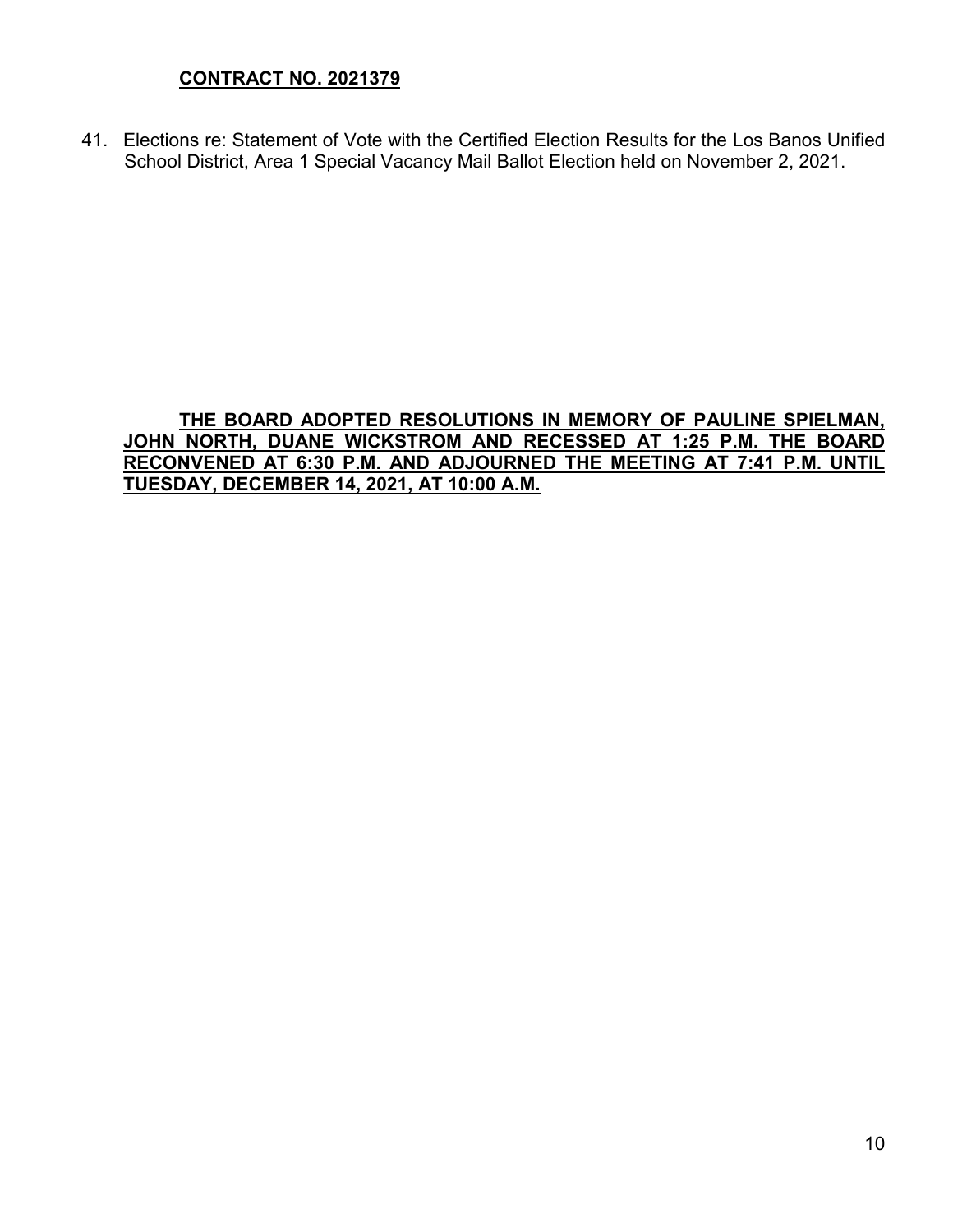**CONTRACT NO. 2021379**

41. Elections re: Statement of Vote with the Certified Election Results for the Los Banos Unified School District, Area 1 Special Vacancy Mail Ballot Election held on November 2, 2021.

**THE BOARD ADOPTED RESOLUTIONS IN MEMORY OF PAULINE SPIELMAN, JOHN NORTH, DUANE WICKSTROM AND RECESSED AT 1:25 P.M. THE BOARD RECONVENED AT 6:30 P.M. AND ADJOURNED THE MEETING AT 7:41 P.M. UNTIL TUESDAY, DECEMBER 14, 2021, AT 10:00 A.M.**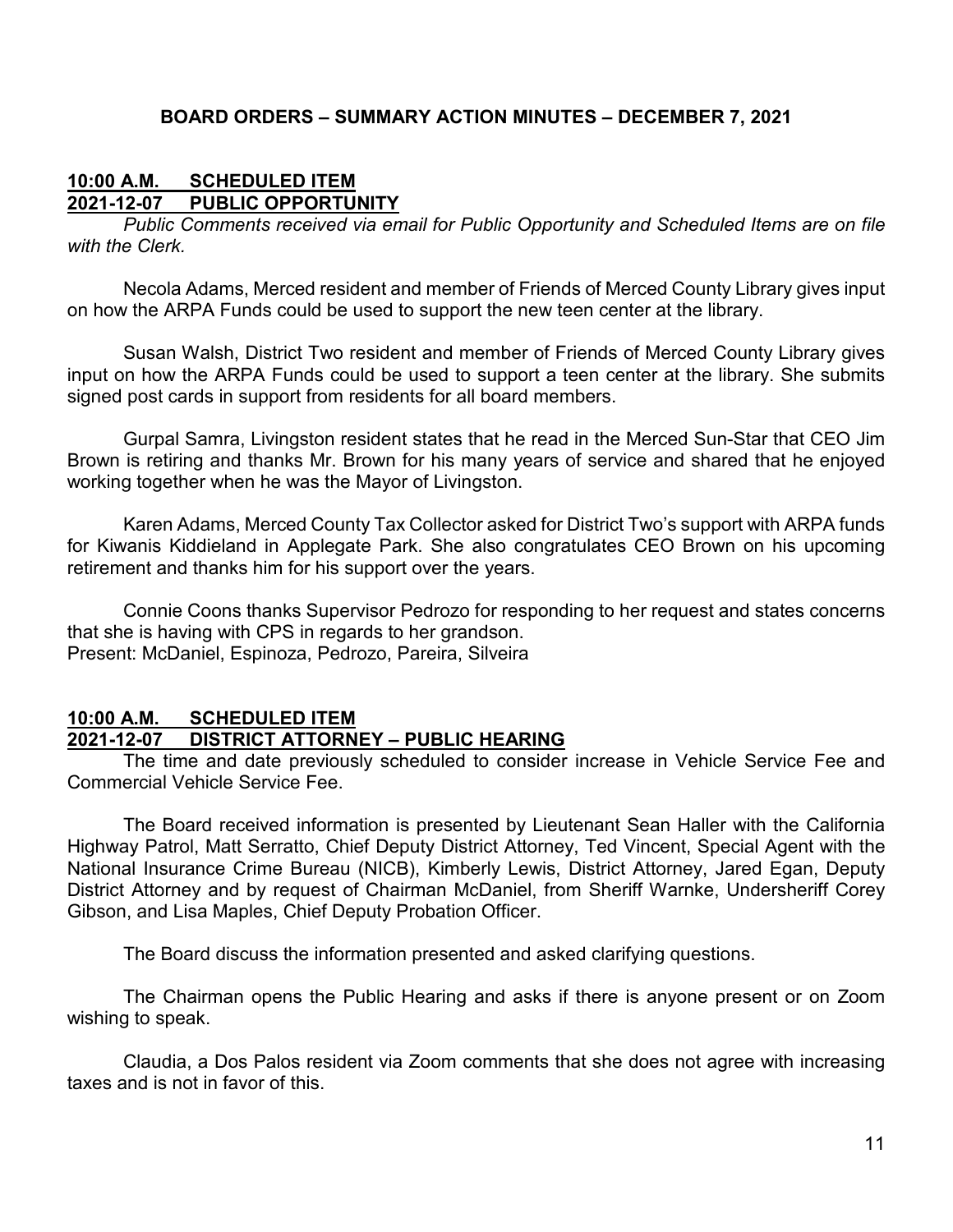## BOARD ORDERS – SUMMARY ACTION MINUTES – DECEMBER 7, 2021

**<u>10:00 A.M. SCHEDULED ITEM</u>**
**<u>2021-12-07 PUBLIC OPPORTUNITY</u>**

*Public Comments received via email for Public Opportunity and Scheduled Items are on file with the Clerk.*

Necola Adams, Merced resident and member of Friends of Merced County Library gives input on how the ARPA Funds could be used to support the new teen center at the library.

Susan Walsh, District Two resident and member of Friends of Merced County Library gives input on how the ARPA Funds could be used to support a teen center at the library. She submits signed post cards in support from residents for all board members.

Gurpal Samra, Livingston resident states that he read in the Merced Sun-Star that CEO Jim Brown is retiring and thanks Mr. Brown for his many years of service and shared that he enjoyed working together when he was the Mayor of Livingston.

Karen Adams, Merced County Tax Collector asked for District Two's support with ARPA funds for Kiwanis Kiddieland in Applegate Park. She also congratulates CEO Brown on his upcoming retirement and thanks him for his support over the years.

Connie Coons thanks Supervisor Pedrozo for responding to her request and states concerns that she is having with CPS in regards to her grandson.
Present: McDaniel, Espinoza, Pedrozo, Pareira, Silveira

**<u>10:00 A.M. SCHEDULED ITEM</u>**
**<u>2021-12-07 DISTRICT ATTORNEY – PUBLIC HEARING</u>**

The time and date previously scheduled to consider increase in Vehicle Service Fee and Commercial Vehicle Service Fee.

The Board received information is presented by Lieutenant Sean Haller with the California Highway Patrol, Matt Serratto, Chief Deputy District Attorney, Ted Vincent, Special Agent with the National Insurance Crime Bureau (NICB), Kimberly Lewis, District Attorney, Jared Egan, Deputy District Attorney and by request of Chairman McDaniel, from Sheriff Warnke, Undersheriff Corey Gibson, and Lisa Maples, Chief Deputy Probation Officer.

The Board discuss the information presented and asked clarifying questions.

The Chairman opens the Public Hearing and asks if there is anyone present or on Zoom wishing to speak.

Claudia, a Dos Palos resident via Zoom comments that she does not agree with increasing taxes and is not in favor of this.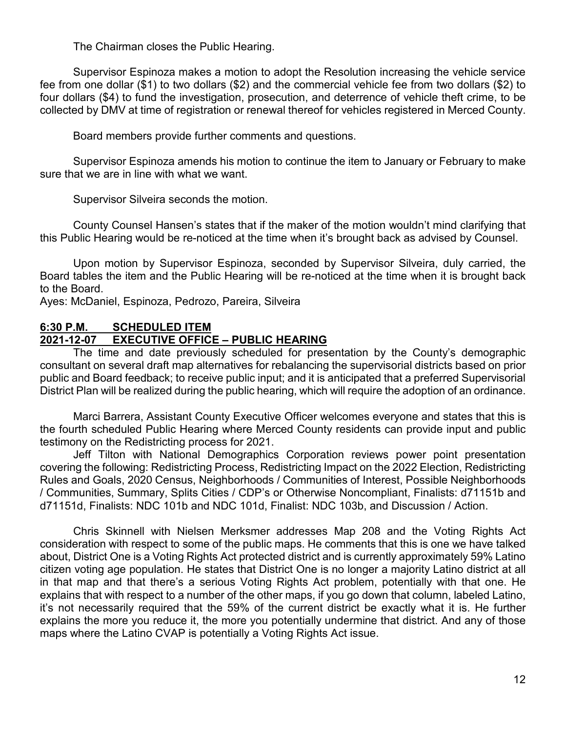The Chairman closes the Public Hearing.

Supervisor Espinoza makes a motion to adopt the Resolution increasing the vehicle service fee from one dollar ($1) to two dollars ($2) and the commercial vehicle fee from two dollars ($2) to four dollars ($4) to fund the investigation, prosecution, and deterrence of vehicle theft crime, to be collected by DMV at time of registration or renewal thereof for vehicles registered in Merced County.

Board members provide further comments and questions.

Supervisor Espinoza amends his motion to continue the item to January or February to make sure that we are in line with what we want.

Supervisor Silveira seconds the motion.

County Counsel Hansen's states that if the maker of the motion wouldn't mind clarifying that this Public Hearing would be re-noticed at the time when it's brought back as advised by Counsel.

Upon motion by Supervisor Espinoza, seconded by Supervisor Silveira, duly carried, the Board tables the item and the Public Hearing will be re-noticed at the time when it is brought back to the Board.
Ayes: McDaniel, Espinoza, Pedrozo, Pareira, Silveira

**<u>6:30 P.M. SCHEDULED ITEM</u>**
**<u>2021-12-07 EXECUTIVE OFFICE – PUBLIC HEARING</u>**

The time and date previously scheduled for presentation by the County's demographic consultant on several draft map alternatives for rebalancing the supervisorial districts based on prior public and Board feedback; to receive public input; and it is anticipated that a preferred Supervisorial District Plan will be realized during the public hearing, which will require the adoption of an ordinance.

Marci Barrera, Assistant County Executive Officer welcomes everyone and states that this is the fourth scheduled Public Hearing where Merced County residents can provide input and public testimony on the Redistricting process for 2021.

Jeff Tilton with National Demographics Corporation reviews power point presentation covering the following: Redistricting Process, Redistricting Impact on the 2022 Election, Redistricting Rules and Goals, 2020 Census, Neighborhoods / Communities of Interest, Possible Neighborhoods / Communities, Summary, Splits Cities / CDP's or Otherwise Noncompliant, Finalists: d71151b and d71151d, Finalists: NDC 101b and NDC 101d, Finalist: NDC 103b, and Discussion / Action.

Chris Skinnell with Nielsen Merksmer addresses Map 208 and the Voting Rights Act consideration with respect to some of the public maps. He comments that this is one we have talked about, District One is a Voting Rights Act protected district and is currently approximately 59% Latino citizen voting age population. He states that District One is no longer a majority Latino district at all in that map and that there's a serious Voting Rights Act problem, potentially with that one. He explains that with respect to a number of the other maps, if you go down that column, labeled Latino, it's not necessarily required that the 59% of the current district be exactly what it is. He further explains the more you reduce it, the more you potentially undermine that district. And any of those maps where the Latino CVAP is potentially a Voting Rights Act issue.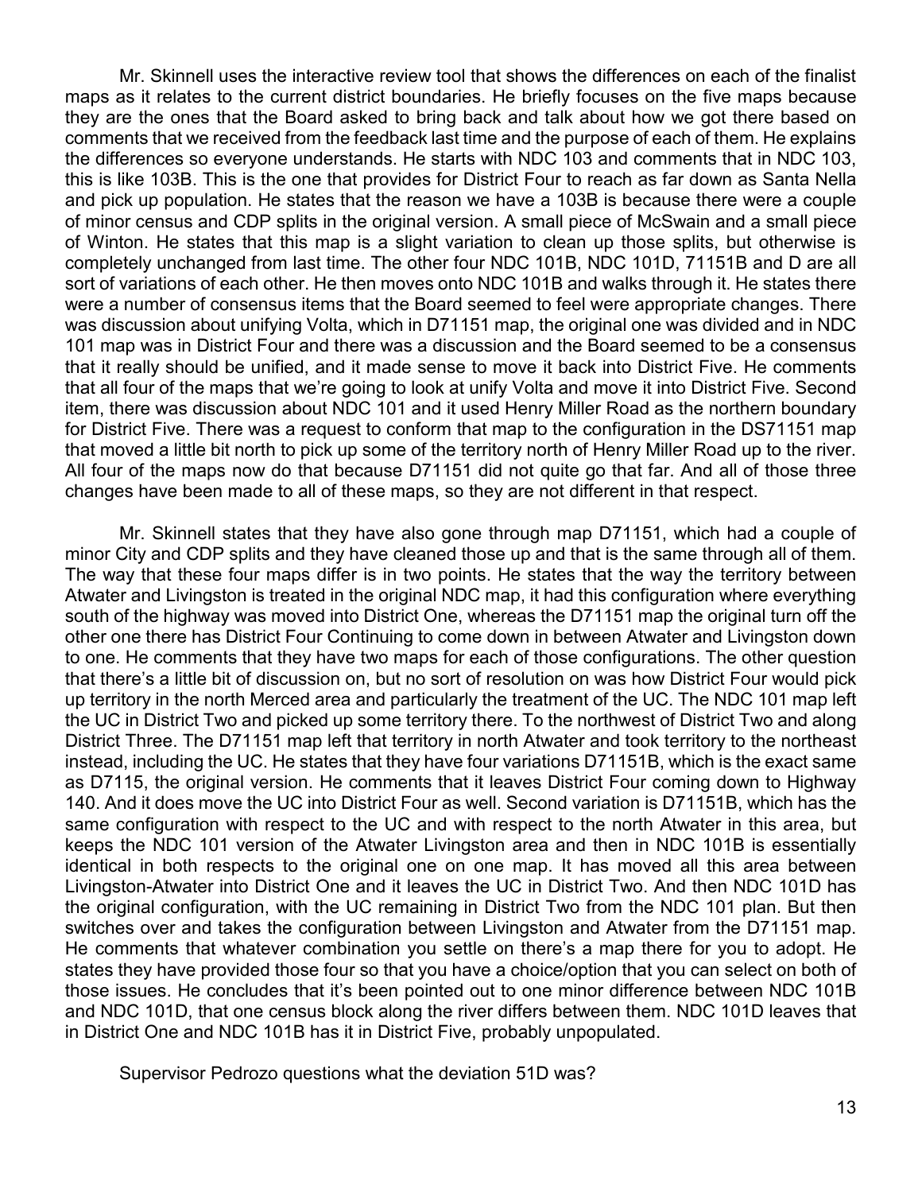Mr. Skinnell uses the interactive review tool that shows the differences on each of the finalist maps as it relates to the current district boundaries. He briefly focuses on the five maps because they are the ones that the Board asked to bring back and talk about how we got there based on comments that we received from the feedback last time and the purpose of each of them. He explains the differences so everyone understands. He starts with NDC 103 and comments that in NDC 103, this is like 103B. This is the one that provides for District Four to reach as far down as Santa Nella and pick up population. He states that the reason we have a 103B is because there were a couple of minor census and CDP splits in the original version. A small piece of McSwain and a small piece of Winton. He states that this map is a slight variation to clean up those splits, but otherwise is completely unchanged from last time. The other four NDC 101B, NDC 101D, 71151B and D are all sort of variations of each other. He then moves onto NDC 101B and walks through it. He states there were a number of consensus items that the Board seemed to feel were appropriate changes. There was discussion about unifying Volta, which in D71151 map, the original one was divided and in NDC 101 map was in District Four and there was a discussion and the Board seemed to be a consensus that it really should be unified, and it made sense to move it back into District Five. He comments that all four of the maps that we're going to look at unify Volta and move it into District Five. Second item, there was discussion about NDC 101 and it used Henry Miller Road as the northern boundary for District Five. There was a request to conform that map to the configuration in the DS71151 map that moved a little bit north to pick up some of the territory north of Henry Miller Road up to the river. All four of the maps now do that because D71151 did not quite go that far. And all of those three changes have been made to all of these maps, so they are not different in that respect.

Mr. Skinnell states that they have also gone through map D71151, which had a couple of minor City and CDP splits and they have cleaned those up and that is the same through all of them. The way that these four maps differ is in two points. He states that the way the territory between Atwater and Livingston is treated in the original NDC map, it had this configuration where everything south of the highway was moved into District One, whereas the D71151 map the original turn off the other one there has District Four Continuing to come down in between Atwater and Livingston down to one. He comments that they have two maps for each of those configurations. The other question that there's a little bit of discussion on, but no sort of resolution on was how District Four would pick up territory in the north Merced area and particularly the treatment of the UC. The NDC 101 map left the UC in District Two and picked up some territory there. To the northwest of District Two and along District Three. The D71151 map left that territory in north Atwater and took territory to the northeast instead, including the UC. He states that they have four variations D71151B, which is the exact same as D7115, the original version. He comments that it leaves District Four coming down to Highway 140. And it does move the UC into District Four as well. Second variation is D71151B, which has the same configuration with respect to the UC and with respect to the north Atwater in this area, but keeps the NDC 101 version of the Atwater Livingston area and then in NDC 101B is essentially identical in both respects to the original one on one map. It has moved all this area between Livingston-Atwater into District One and it leaves the UC in District Two. And then NDC 101D has the original configuration, with the UC remaining in District Two from the NDC 101 plan. But then switches over and takes the configuration between Livingston and Atwater from the D71151 map. He comments that whatever combination you settle on there's a map there for you to adopt. He states they have provided those four so that you have a choice/option that you can select on both of those issues. He concludes that it's been pointed out to one minor difference between NDC 101B and NDC 101D, that one census block along the river differs between them. NDC 101D leaves that in District One and NDC 101B has it in District Five, probably unpopulated.

Supervisor Pedrozo questions what the deviation 51D was?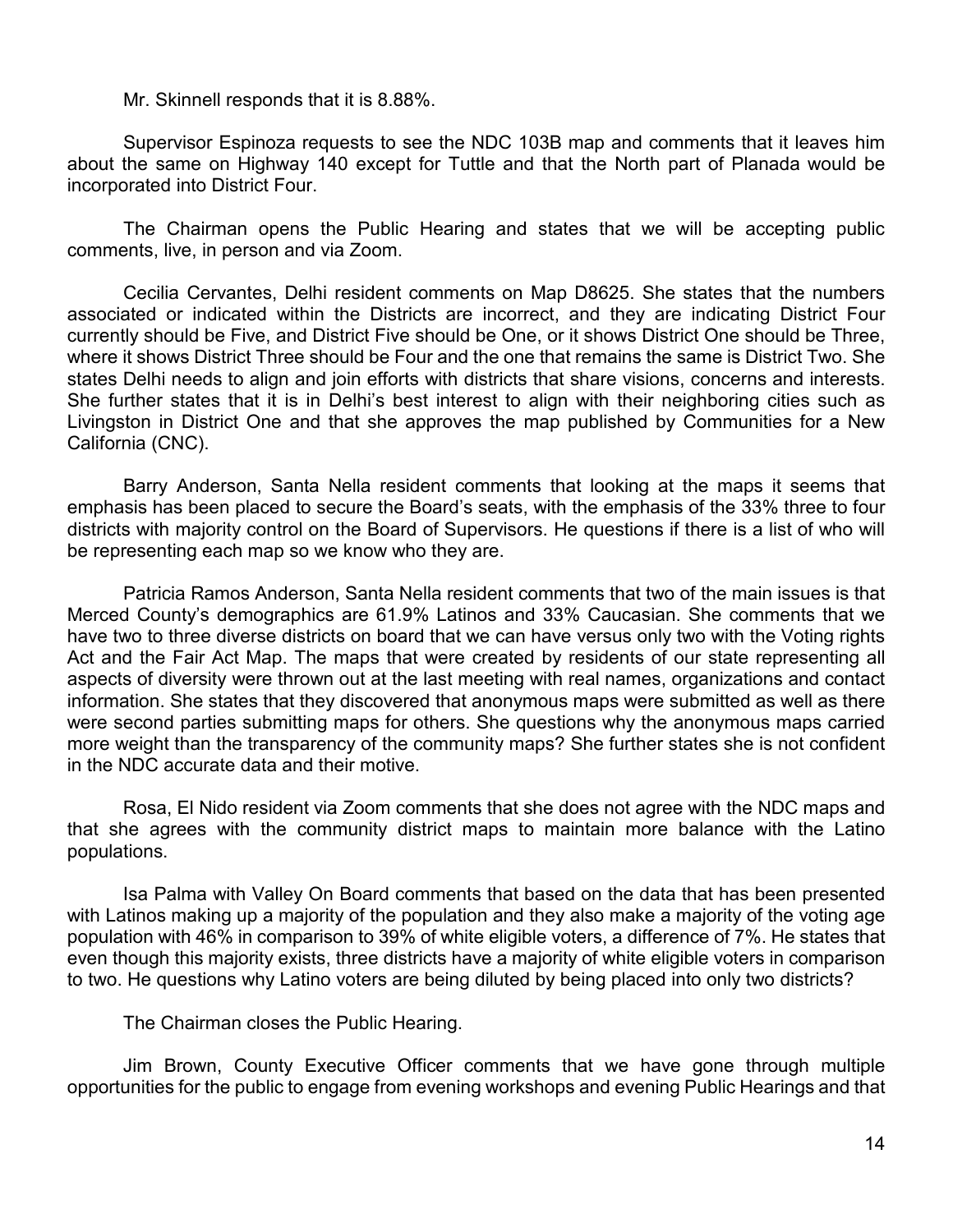Mr. Skinnell responds that it is 8.88%.

Supervisor Espinoza requests to see the NDC 103B map and comments that it leaves him about the same on Highway 140 except for Tuttle and that the North part of Planada would be incorporated into District Four.

The Chairman opens the Public Hearing and states that we will be accepting public comments, live, in person and via Zoom.

Cecilia Cervantes, Delhi resident comments on Map D8625. She states that the numbers associated or indicated within the Districts are incorrect, and they are indicating District Four currently should be Five, and District Five should be One, or it shows District One should be Three, where it shows District Three should be Four and the one that remains the same is District Two. She states Delhi needs to align and join efforts with districts that share visions, concerns and interests. She further states that it is in Delhi's best interest to align with their neighboring cities such as Livingston in District One and that she approves the map published by Communities for a New California (CNC).

Barry Anderson, Santa Nella resident comments that looking at the maps it seems that emphasis has been placed to secure the Board's seats, with the emphasis of the 33% three to four districts with majority control on the Board of Supervisors. He questions if there is a list of who will be representing each map so we know who they are.

Patricia Ramos Anderson, Santa Nella resident comments that two of the main issues is that Merced County's demographics are 61.9% Latinos and 33% Caucasian. She comments that we have two to three diverse districts on board that we can have versus only two with the Voting rights Act and the Fair Act Map. The maps that were created by residents of our state representing all aspects of diversity were thrown out at the last meeting with real names, organizations and contact information. She states that they discovered that anonymous maps were submitted as well as there were second parties submitting maps for others. She questions why the anonymous maps carried more weight than the transparency of the community maps? She further states she is not confident in the NDC accurate data and their motive.

Rosa, El Nido resident via Zoom comments that she does not agree with the NDC maps and that she agrees with the community district maps to maintain more balance with the Latino populations.

Isa Palma with Valley On Board comments that based on the data that has been presented with Latinos making up a majority of the population and they also make a majority of the voting age population with 46% in comparison to 39% of white eligible voters, a difference of 7%. He states that even though this majority exists, three districts have a majority of white eligible voters in comparison to two. He questions why Latino voters are being diluted by being placed into only two districts?

The Chairman closes the Public Hearing.

Jim Brown, County Executive Officer comments that we have gone through multiple opportunities for the public to engage from evening workshops and evening Public Hearings and that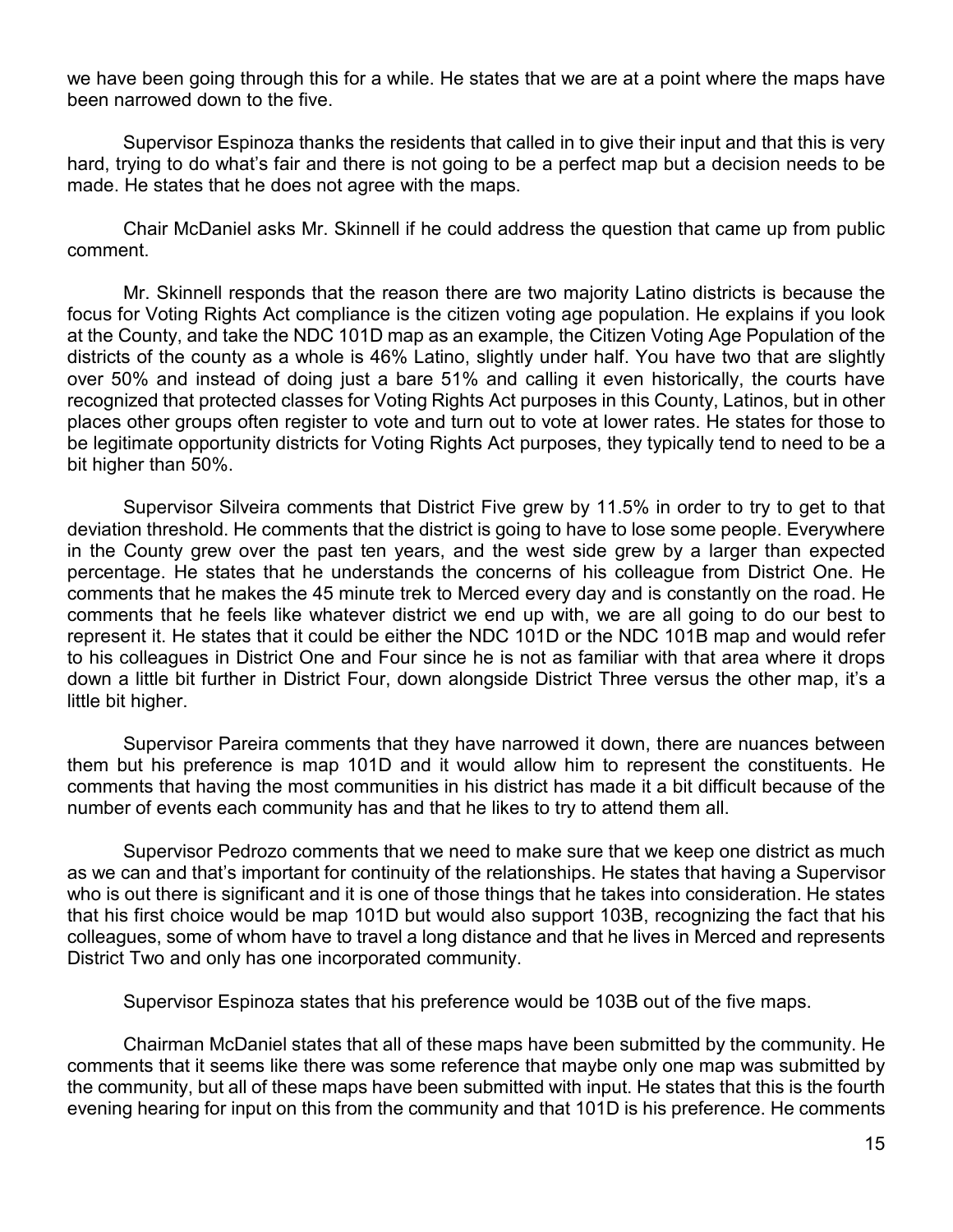we have been going through this for a while. He states that we are at a point where the maps have been narrowed down to the five.

Supervisor Espinoza thanks the residents that called in to give their input and that this is very hard, trying to do what's fair and there is not going to be a perfect map but a decision needs to be made. He states that he does not agree with the maps.

Chair McDaniel asks Mr. Skinnell if he could address the question that came up from public comment.

Mr. Skinnell responds that the reason there are two majority Latino districts is because the focus for Voting Rights Act compliance is the citizen voting age population. He explains if you look at the County, and take the NDC 101D map as an example, the Citizen Voting Age Population of the districts of the county as a whole is 46% Latino, slightly under half. You have two that are slightly over 50% and instead of doing just a bare 51% and calling it even historically, the courts have recognized that protected classes for Voting Rights Act purposes in this County, Latinos, but in other places other groups often register to vote and turn out to vote at lower rates. He states for those to be legitimate opportunity districts for Voting Rights Act purposes, they typically tend to need to be a bit higher than 50%.

Supervisor Silveira comments that District Five grew by 11.5% in order to try to get to that deviation threshold. He comments that the district is going to have to lose some people. Everywhere in the County grew over the past ten years, and the west side grew by a larger than expected percentage. He states that he understands the concerns of his colleague from District One. He comments that he makes the 45 minute trek to Merced every day and is constantly on the road. He comments that he feels like whatever district we end up with, we are all going to do our best to represent it. He states that it could be either the NDC 101D or the NDC 101B map and would refer to his colleagues in District One and Four since he is not as familiar with that area where it drops down a little bit further in District Four, down alongside District Three versus the other map, it's a little bit higher.

Supervisor Pareira comments that they have narrowed it down, there are nuances between them but his preference is map 101D and it would allow him to represent the constituents. He comments that having the most communities in his district has made it a bit difficult because of the number of events each community has and that he likes to try to attend them all.

Supervisor Pedrozo comments that we need to make sure that we keep one district as much as we can and that's important for continuity of the relationships. He states that having a Supervisor who is out there is significant and it is one of those things that he takes into consideration. He states that his first choice would be map 101D but would also support 103B, recognizing the fact that his colleagues, some of whom have to travel a long distance and that he lives in Merced and represents District Two and only has one incorporated community.

Supervisor Espinoza states that his preference would be 103B out of the five maps.

Chairman McDaniel states that all of these maps have been submitted by the community. He comments that it seems like there was some reference that maybe only one map was submitted by the community, but all of these maps have been submitted with input. He states that this is the fourth evening hearing for input on this from the community and that 101D is his preference. He comments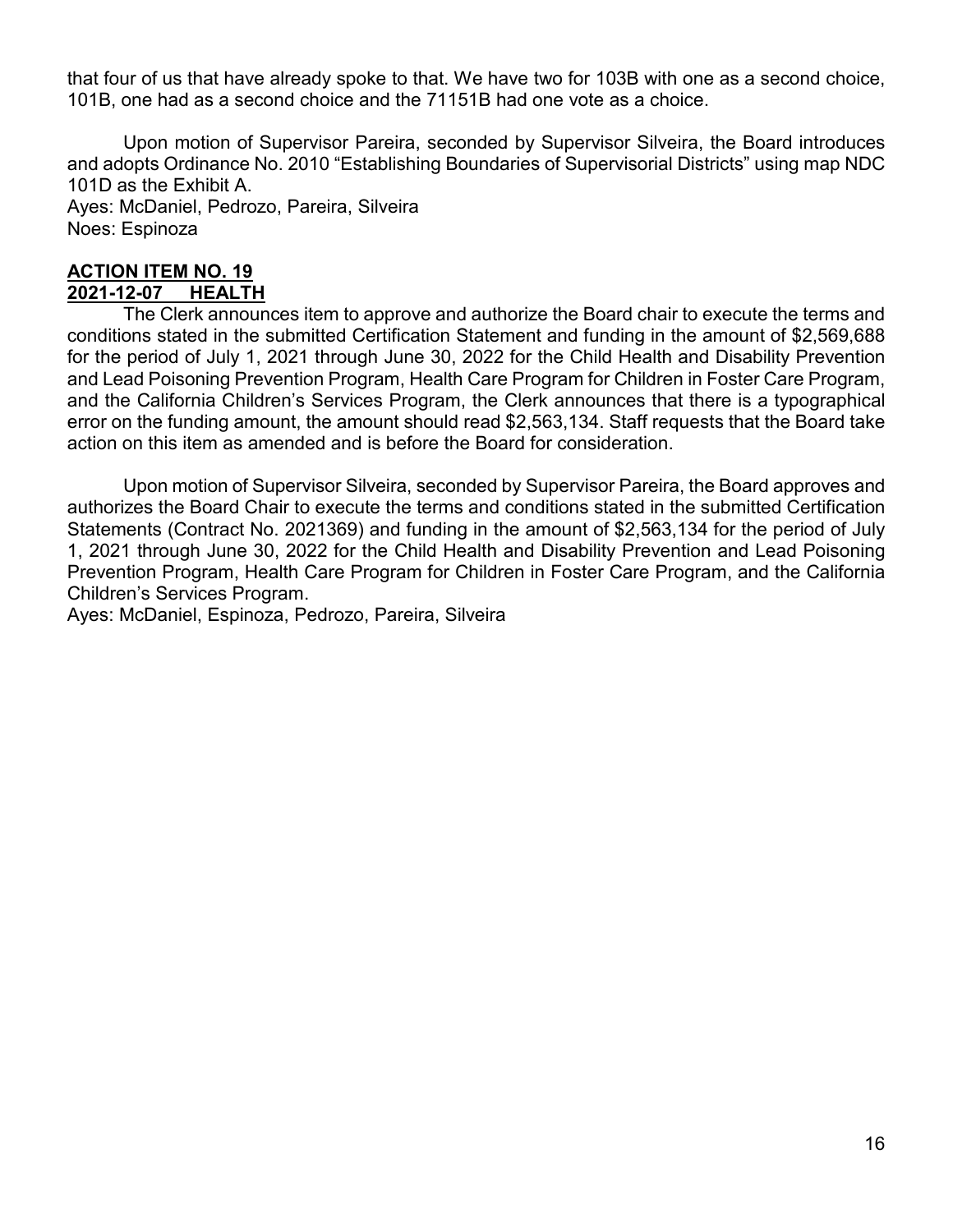that four of us that have already spoke to that. We have two for 103B with one as a second choice, 101B, one had as a second choice and the 71151B had one vote as a choice.

Upon motion of Supervisor Pareira, seconded by Supervisor Silveira, the Board introduces and adopts Ordinance No. 2010 "Establishing Boundaries of Supervisorial Districts" using map NDC 101D as the Exhibit A.
Ayes: McDaniel, Pedrozo, Pareira, Silveira
Noes: Espinoza

**ACTION ITEM NO. 19**
**2021-12-07 HEALTH**

The Clerk announces item to approve and authorize the Board chair to execute the terms and conditions stated in the submitted Certification Statement and funding in the amount of $2,569,688 for the period of July 1, 2021 through June 30, 2022 for the Child Health and Disability Prevention and Lead Poisoning Prevention Program, Health Care Program for Children in Foster Care Program, and the California Children's Services Program, the Clerk announces that there is a typographical error on the funding amount, the amount should read $2,563,134. Staff requests that the Board take action on this item as amended and is before the Board for consideration.

Upon motion of Supervisor Silveira, seconded by Supervisor Pareira, the Board approves and authorizes the Board Chair to execute the terms and conditions stated in the submitted Certification Statements (Contract No. 2021369) and funding in the amount of $2,563,134 for the period of July 1, 2021 through June 30, 2022 for the Child Health and Disability Prevention and Lead Poisoning Prevention Program, Health Care Program for Children in Foster Care Program, and the California Children's Services Program.
Ayes: McDaniel, Espinoza, Pedrozo, Pareira, Silveira